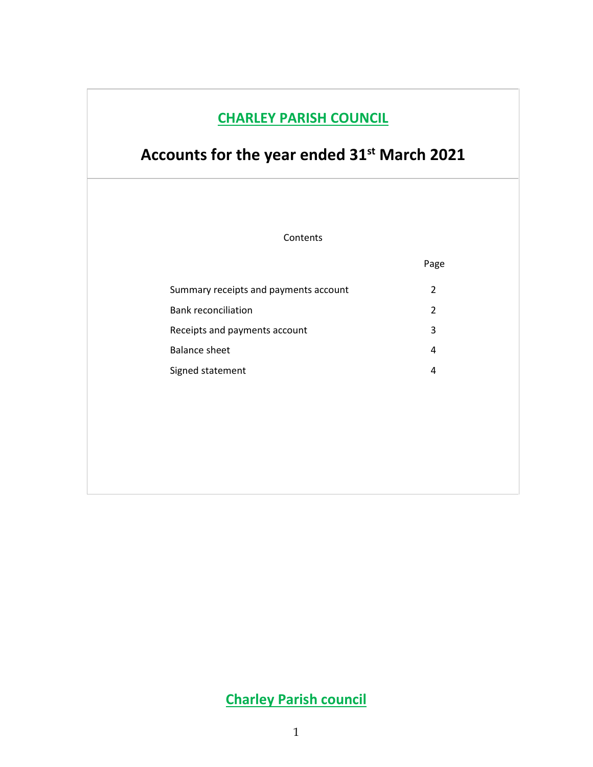# CHARLEY PARISH COUNCIL

## Accounts for the year ended 31st March 2021

Contents

| | Page |
|---|---|
| Summary receipts and payments account | 2 |
| Bank reconciliation | 2 |
| Receipts and payments account | 3 |
| Balance sheet | 4 |
| Signed statement | 4 |

**Charley Parish council**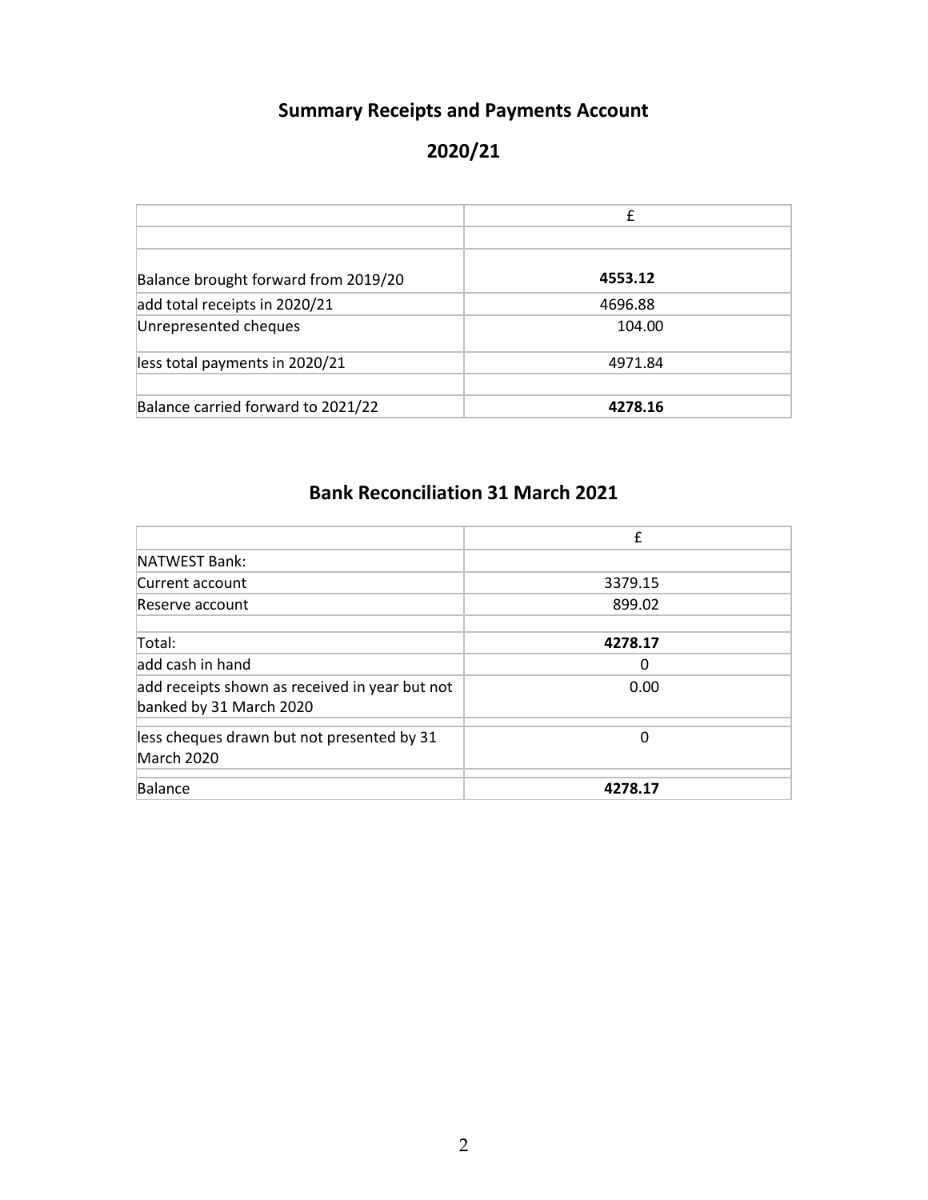# Summary Receipts and Payments Account

## 2020/21

| | £ |
|---|---|
| | |
| Balance brought forward from 2019/20 | **4553.12** |
| add total receipts in 2020/21 | 4696.88 |
| Unrepresented cheques | 104.00 |
| less total payments in 2020/21 | 4971.84 |
| | |
| Balance carried forward to 2021/22 | **4278.16** |

## Bank Reconciliation 31 March 2021

| | £ |
|---|---|
| NATWEST Bank: | |
| Current account | 3379.15 |
| Reserve account | 899.02 |
| | |
| Total: | **4278.17** |
| add cash in hand | 0 |
| add receipts shown as received in year but not banked by 31 March 2020 | 0.00 |
| less cheques drawn but not presented by 31 March 2020 | 0 |
| Balance | **4278.17** |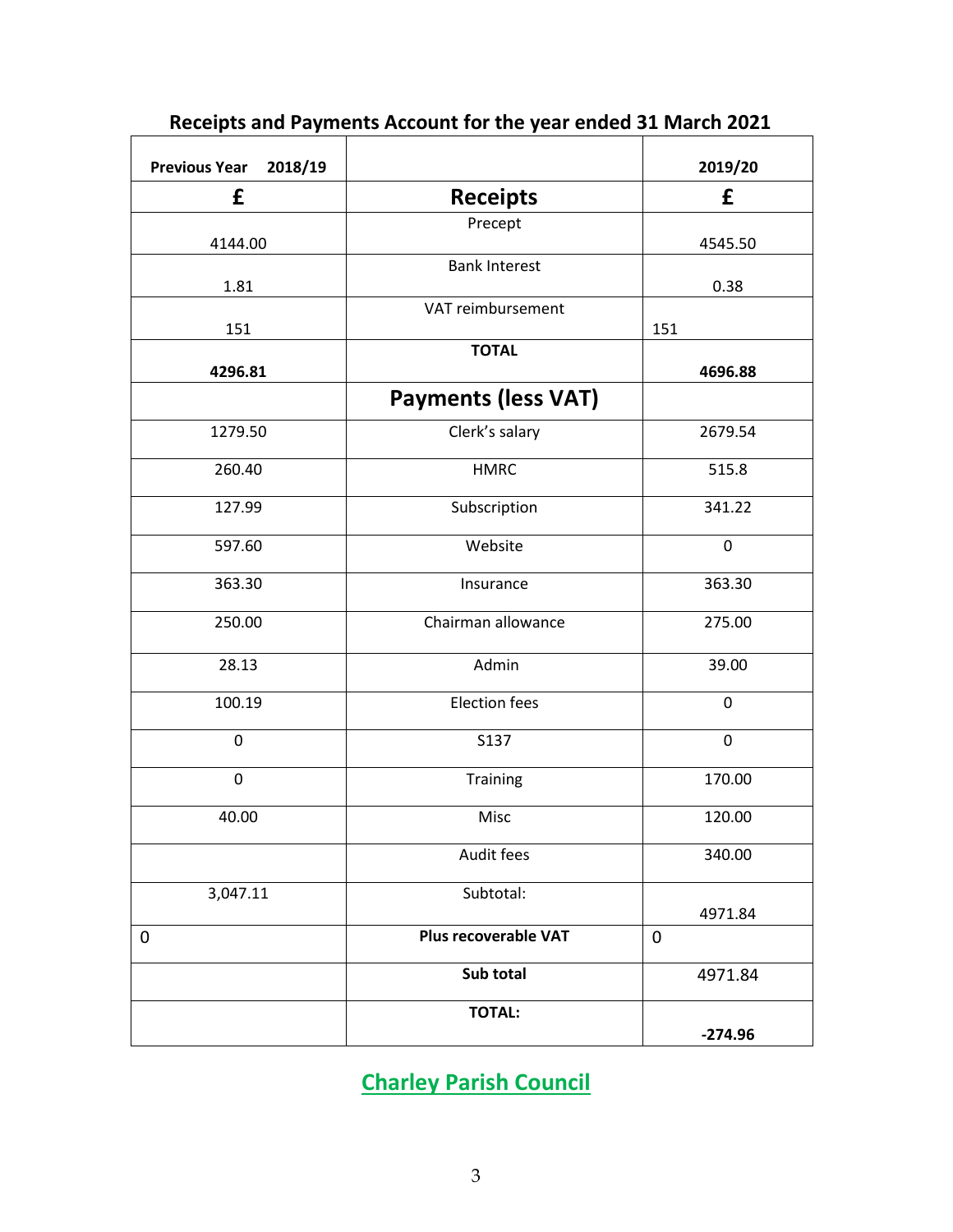## Receipts and Payments Account for the year ended 31 March 2021

| Previous Year 2018/19 | | 2019/20 |
|---|---|---|
| **£** | **Receipts** | **£** |
| 4144.00 | Precept | 4545.50 |
| 1.81 | Bank Interest | 0.38 |
| 151 | VAT reimbursement | 151 |
| **4296.81** | **TOTAL** | **4696.88** |
| | **Payments (less VAT)** | |
| 1279.50 | Clerk's salary | 2679.54 |
| 260.40 | HMRC | 515.8 |
| 127.99 | Subscription | 341.22 |
| 597.60 | Website | 0 |
| 363.30 | Insurance | 363.30 |
| 250.00 | Chairman allowance | 275.00 |
| 28.13 | Admin | 39.00 |
| 100.19 | Election fees | 0 |
| 0 | S137 | 0 |
| 0 | Training | 170.00 |
| 40.00 | Misc | 120.00 |
| | Audit fees | 340.00 |
| 3,047.11 | Subtotal: | 4971.84 |
| 0 | **Plus recoverable VAT** | 0 |
| | **Sub total** | 4971.84 |
| | **TOTAL:** | **-274.96** |

**Charley Parish Council**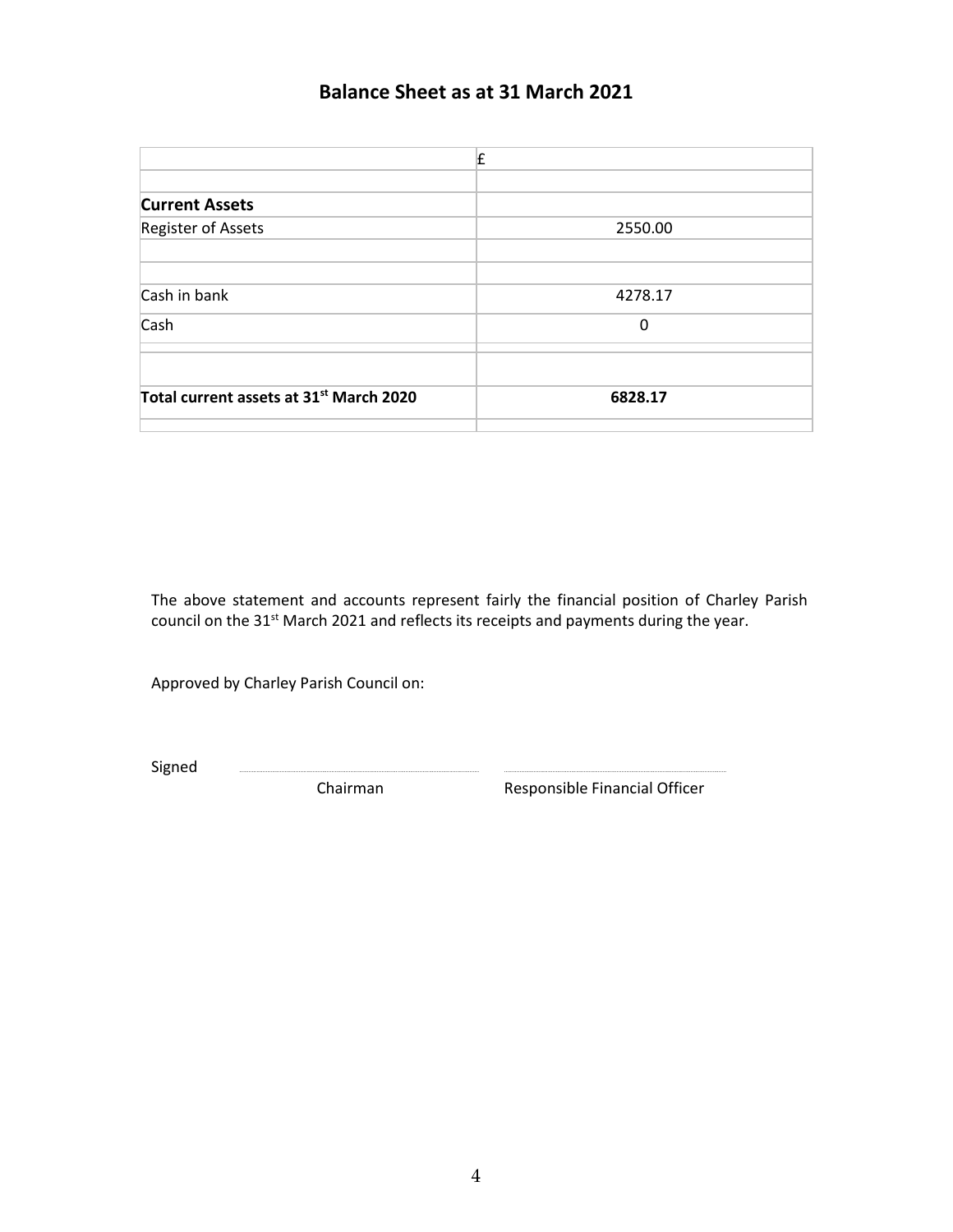# Balance Sheet as at 31 March 2021

| | £ |
|---|---|
| | |
| **Current Assets** | |
| Register of Assets | 2550.00 |
| | |
| | |
| Cash in bank | 4278.17 |
| Cash | 0 |
| | |
| | |
| **Total current assets at 31st March 2020** | **6828.17** |
| | |

The above statement and accounts represent fairly the financial position of Charley Parish council on the 31st March 2021 and reflects its receipts and payments during the year.

Approved by Charley Parish Council on:

Signed ............................................ ............................................

Chairman Responsible Financial Officer